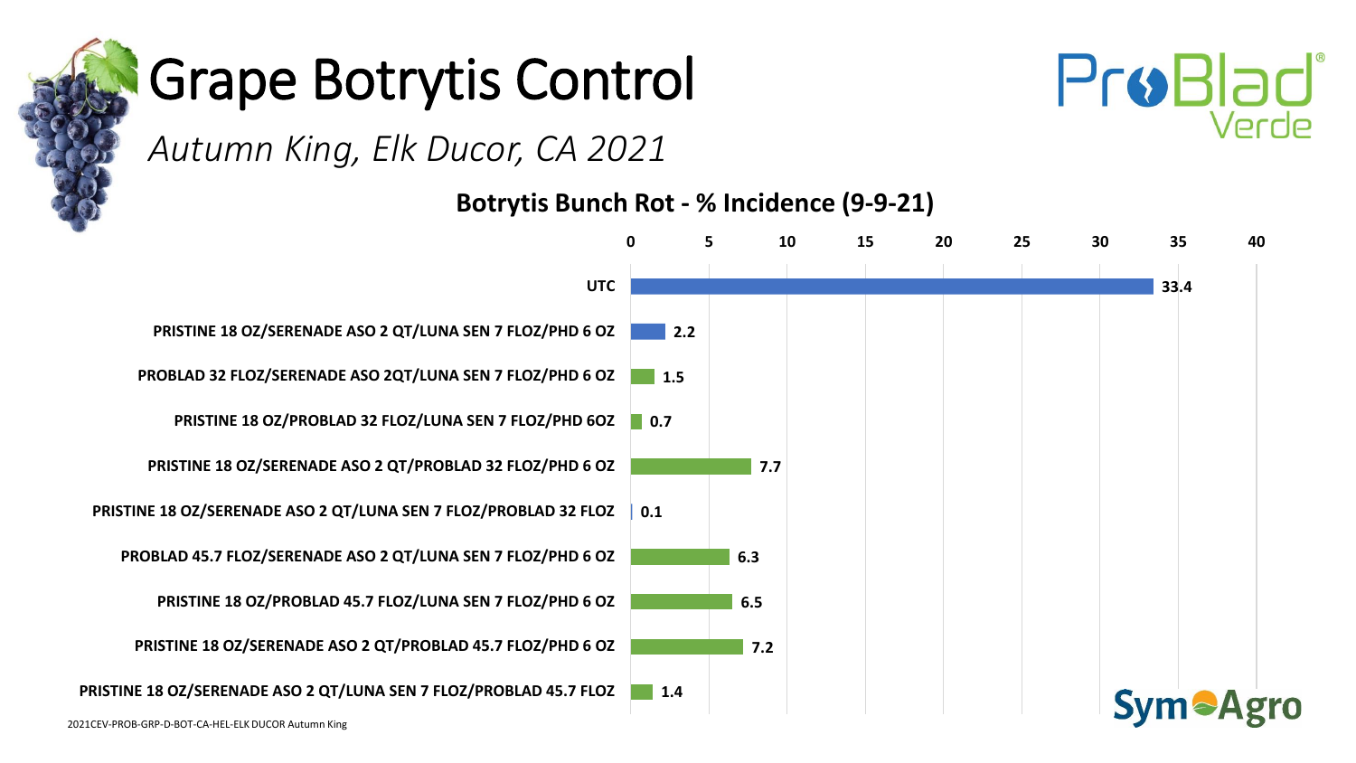# Grape Botrytis Control

*Autumn King, Elk Ducor, CA 2021*

ProBlad Verde

**Botrytis Bunch Rot - % Incidence (9-9-21)**

| Treatment | % Incidence |
| --- | --- |
| UTC | 33.4 |
| PRISTINE 18 OZ/SERENADE ASO 2 QT/LUNA SEN 7 FLOZ/PHD 6 OZ | 2.2 |
| PROBLAD 32 FLOZ/SERENADE ASO 2QT/LUNA SEN 7 FLOZ/PHD 6 OZ | 1.5 |
| PRISTINE 18 OZ/PROBLAD 32 FLOZ/LUNA SEN 7 FLOZ/PHD 6OZ | 0.7 |
| PRISTINE 18 OZ/SERENADE ASO 2 QT/PROBLAD 32 FLOZ/PHD 6 OZ | 7.7 |
| PRISTINE 18 OZ/SERENADE ASO 2 QT/LUNA SEN 7 FLOZ/PROBLAD 32 FLOZ | 0.1 |
| PROBLAD 45.7 FLOZ/SERENADE ASO 2 QT/LUNA SEN 7 FLOZ/PHD 6 OZ | 6.3 |
| PRISTINE 18 OZ/PROBLAD 45.7 FLOZ/LUNA SEN 7 FLOZ/PHD 6 OZ | 6.5 |
| PRISTINE 18 OZ/SERENADE ASO 2 QT/PROBLAD 45.7 FLOZ/PHD 6 OZ | 7.2 |
| PRISTINE 18 OZ/SERENADE ASO 2 QT/LUNA SEN 7 FLOZ/PROBLAD 45.7 FLOZ | 1.4 |

2021CEV-PROB-GRP-D-BOT-CA-HEL-ELK DUCOR Autumn King

SymAgro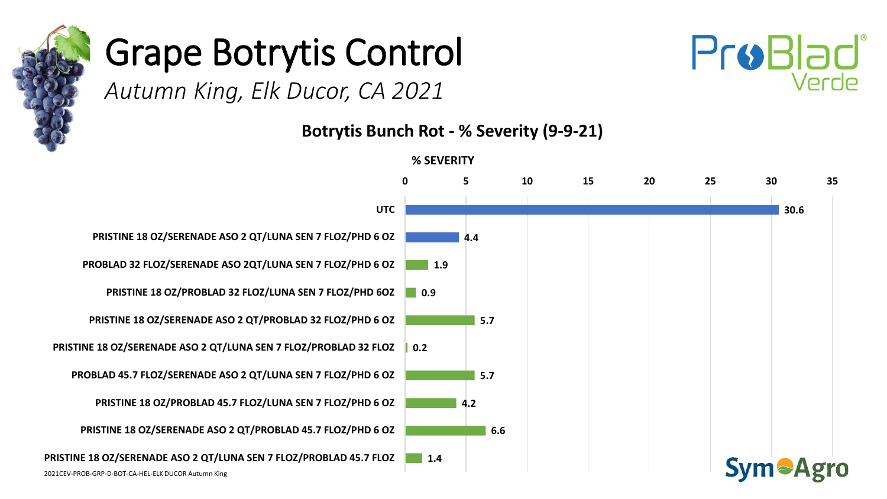# Grape Botrytis Control

*Autumn King, Elk Ducor, CA 2021*

ProBlad Verde

## Botrytis Bunch Rot - % Severity (9-9-21)

| Treatment | % SEVERITY |
| --- | --- |
| UTC | 30.6 |
| PRISTINE 18 OZ/SERENADE ASO 2 QT/LUNA SEN 7 FLOZ/PHD 6 OZ | 4.4 |
| PROBLAD 32 FLOZ/SERENADE ASO 2QT/LUNA SEN 7 FLOZ/PHD 6 OZ | 1.9 |
| PRISTINE 18 OZ/PROBLAD 32 FLOZ/LUNA SEN 7 FLOZ/PHD 6OZ | 0.9 |
| PRISTINE 18 OZ/SERENADE ASO 2 QT/PROBLAD 32 FLOZ/PHD 6 OZ | 5.7 |
| PRISTINE 18 OZ/SERENADE ASO 2 QT/LUNA SEN 7 FLOZ/PROBLAD 32 FLOZ | 0.2 |
| PROBLAD 45.7 FLOZ/SERENADE ASO 2 QT/LUNA SEN 7 FLOZ/PHD 6 OZ | 5.7 |
| PRISTINE 18 OZ/PROBLAD 45.7 FLOZ/LUNA SEN 7 FLOZ/PHD 6 OZ | 4.2 |
| PRISTINE 18 OZ/SERENADE ASO 2 QT/PROBLAD 45.7 FLOZ/PHD 6 OZ | 6.6 |
| PRISTINE 18 OZ/SERENADE ASO 2 QT/LUNA SEN 7 FLOZ/PROBLAD 45.7 FLOZ | 1.4 |

2021CEV-PROB-GRP-D-BOT-CA-HEL-ELK DUCOR Autumn King

SymAgro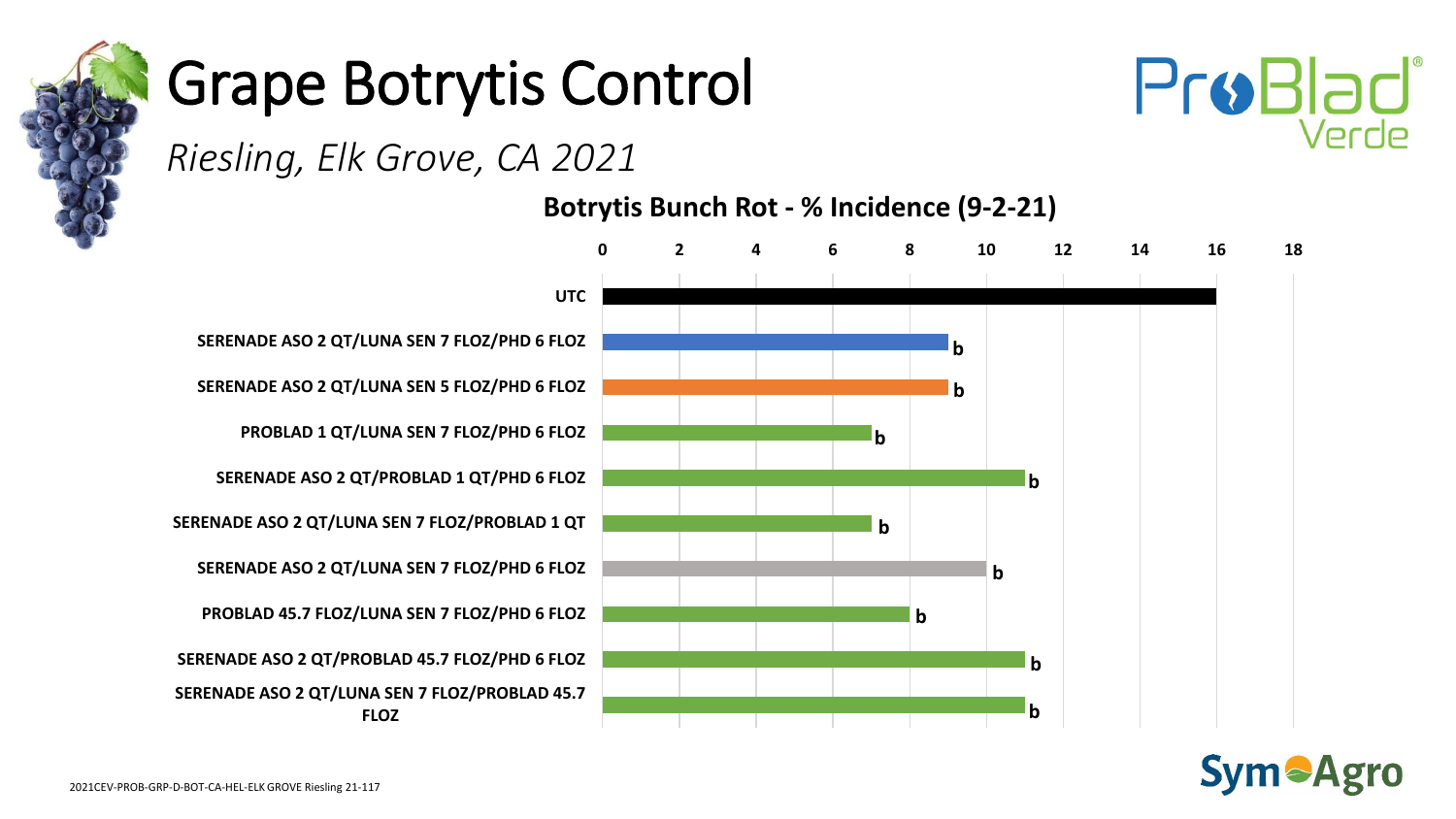# Grape Botrytis Control

*Riesling, Elk Grove, CA 2021*

**Botrytis Bunch Rot - % Incidence (9-2-21)**

| Treatment | % Incidence | Letter |
|---|---|---|
| UTC | 16 | |
| SERENADE ASO 2 QT/LUNA SEN 7 FLOZ/PHD 6 FLOZ | 9 | b |
| SERENADE ASO 2 QT/LUNA SEN 5 FLOZ/PHD 6 FLOZ | 9 | b |
| PROBLAD 1 QT/LUNA SEN 7 FLOZ/PHD 6 FLOZ | 7 | b |
| SERENADE ASO 2 QT/PROBLAD 1 QT/PHD 6 FLOZ | 11 | b |
| SERENADE ASO 2 QT/LUNA SEN 7 FLOZ/PROBLAD 1 QT | 7 | b |
| SERENADE ASO 2 QT/LUNA SEN 7 FLOZ/PHD 6 FLOZ | 10 | b |
| PROBLAD 45.7 FLOZ/LUNA SEN 7 FLOZ/PHD 6 FLOZ | 8 | b |
| SERENADE ASO 2 QT/PROBLAD 45.7 FLOZ/PHD 6 FLOZ | 11 | b |
| SERENADE ASO 2 QT/LUNA SEN 7 FLOZ/PROBLAD 45.7 FLOZ | 11 | b |

2021CEV-PROB-GRP-D-BOT-CA-HEL-ELK GROVE Riesling 21-117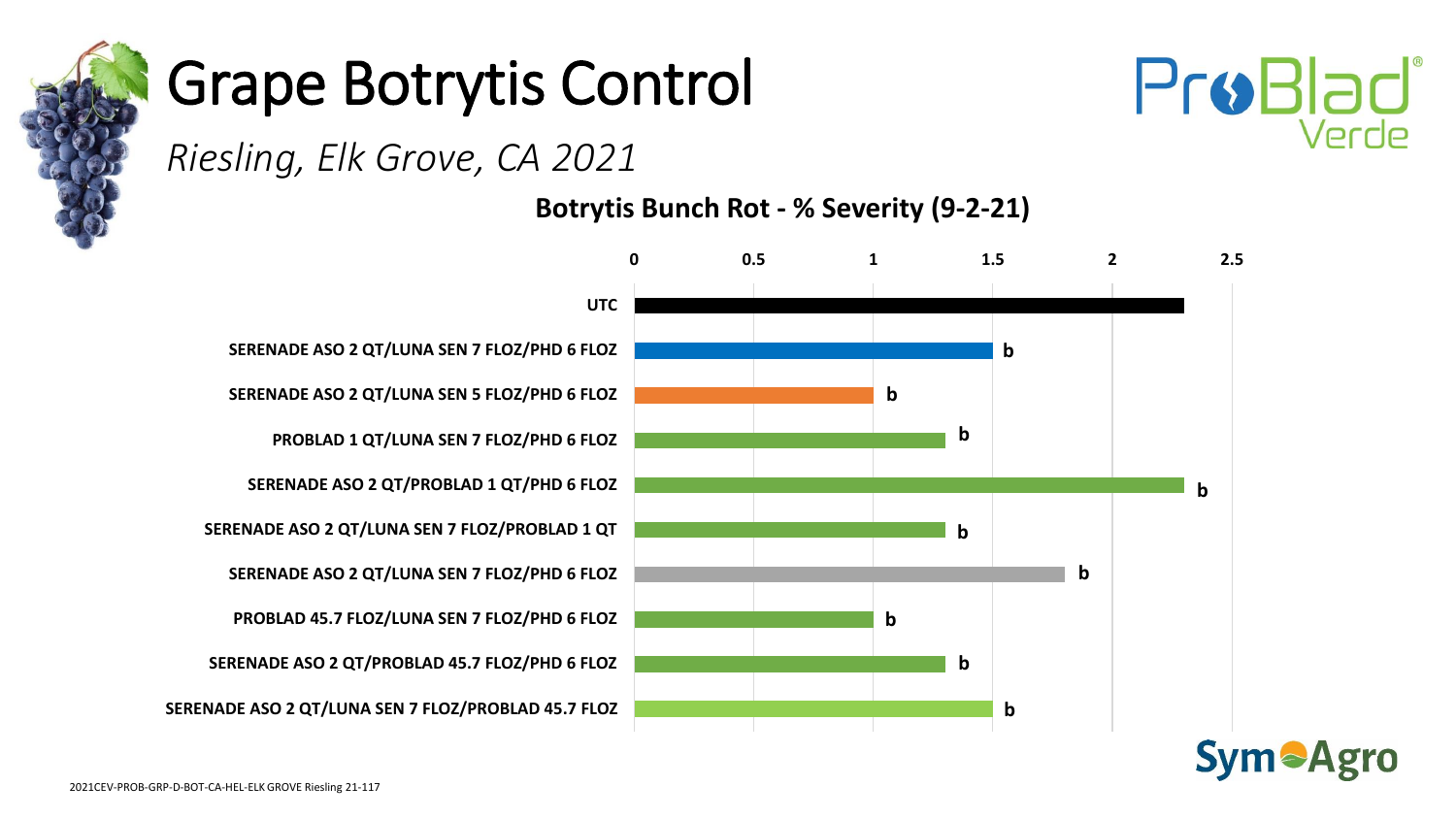# Grape Botrytis Control

*Riesling, Elk Grove, CA 2021*

ProBlad Verde

**Botrytis Bunch Rot - % Severity (9-2-21)**

0 0.5 1 1.5 2 2.5

UTC

SERENADE ASO 2 QT/LUNA SEN 7 FLOZ/PHD 6 FLOZ b

SERENADE ASO 2 QT/LUNA SEN 5 FLOZ/PHD 6 FLOZ b

PROBLAD 1 QT/LUNA SEN 7 FLOZ/PHD 6 FLOZ b

SERENADE ASO 2 QT/PROBLAD 1 QT/PHD 6 FLOZ b

SERENADE ASO 2 QT/LUNA SEN 7 FLOZ/PROBLAD 1 QT b

SERENADE ASO 2 QT/LUNA SEN 7 FLOZ/PHD 6 FLOZ b

PROBLAD 45.7 FLOZ/LUNA SEN 7 FLOZ/PHD 6 FLOZ b

SERENADE ASO 2 QT/PROBLAD 45.7 FLOZ/PHD 6 FLOZ b

SERENADE ASO 2 QT/LUNA SEN 7 FLOZ/PROBLAD 45.7 FLOZ b

SymAgro

2021CEV-PROB-GRP-D-BOT-CA-HEL-ELK GROVE Riesling 21-117